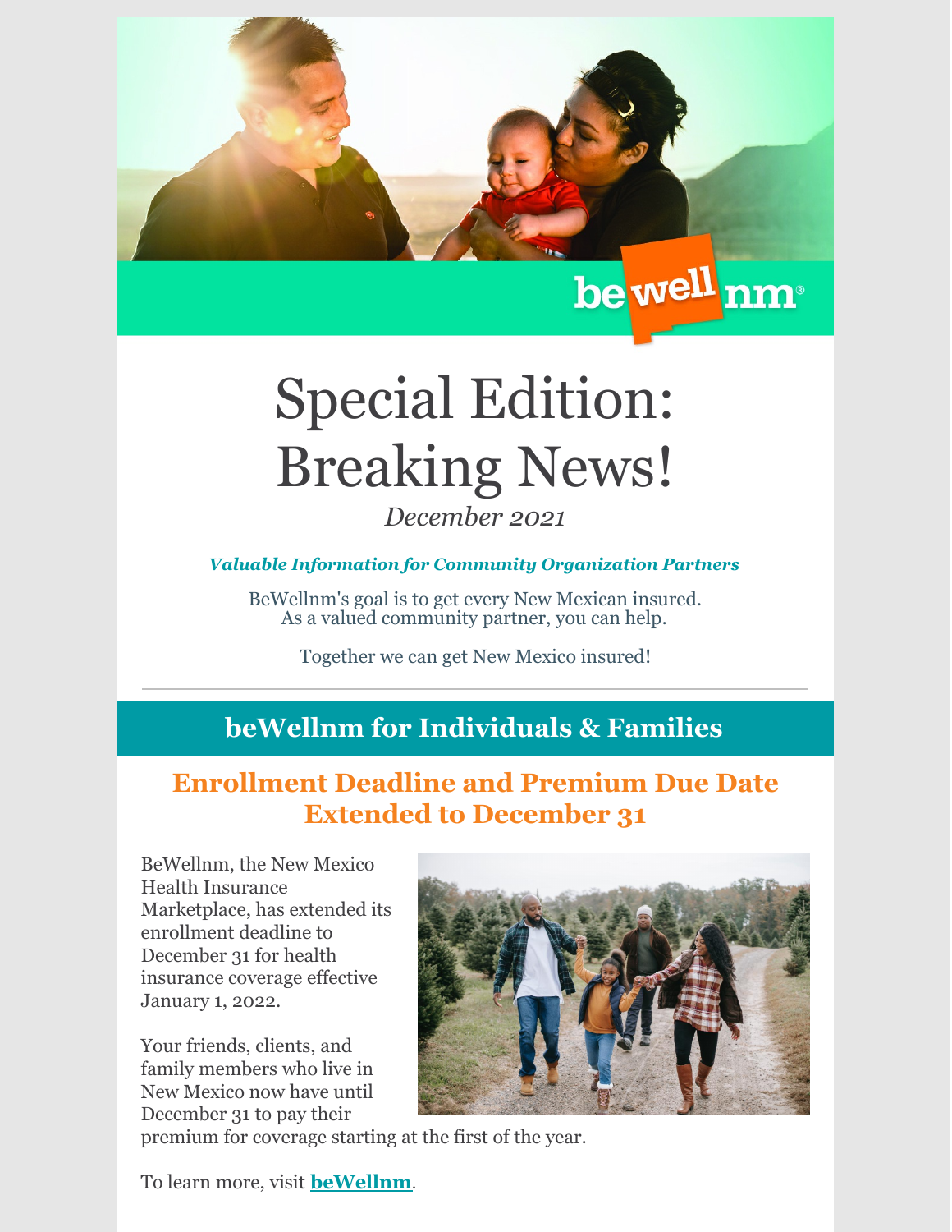# Special Edition: Breaking News!

*December 2021*

***Valuable Information for Community Organization Partners***

BeWellnm's goal is to get every New Mexican insured.
As a valued community partner, you can help.

Together we can get New Mexico insured!

---

## beWellnm for Individuals & Families

### Enrollment Deadline and Premium Due Date Extended to December 31

BeWellnm, the New Mexico Health Insurance Marketplace, has extended its enrollment deadline to December 31 for health insurance coverage effective January 1, 2022.

Your friends, clients, and family members who live in New Mexico now have until December 31 to pay their premium for coverage starting at the first of the year.

To learn more, visit **beWellnm**.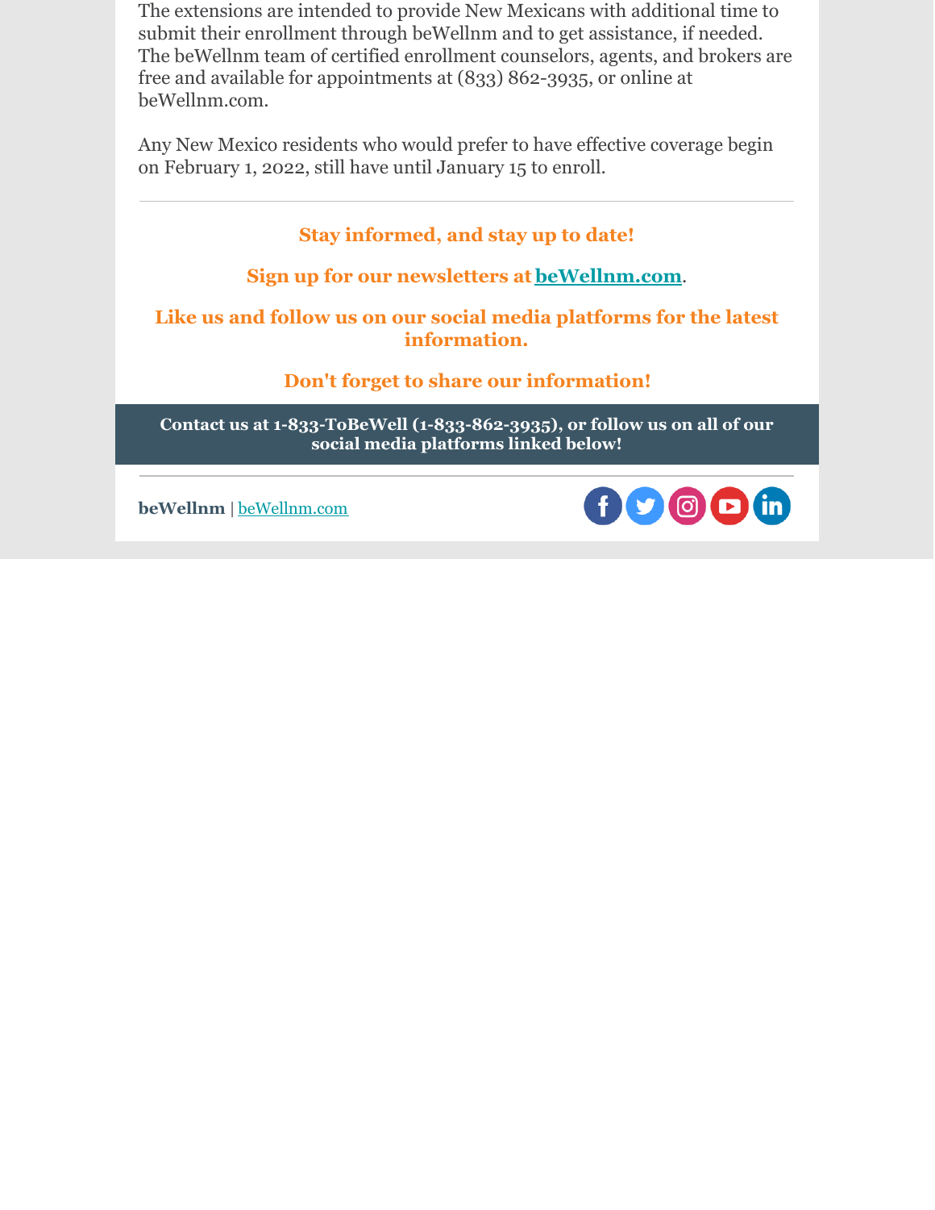The extensions are intended to provide New Mexicans with additional time to submit their enrollment through beWellnm and to get assistance, if needed. The beWellnm team of certified enrollment counselors, agents, and brokers are free and available for appointments at (833) 862-3935, or online at beWellnm.com.

Any New Mexico residents who would prefer to have effective coverage begin on February 1, 2022, still have until January 15 to enroll.

---

**Stay informed, and stay up to date!**

**Sign up for our newsletters at beWellnm.com.**

**Like us and follow us on our social media platforms for the latest information.**

**Don't forget to share our information!**

**Contact us at 1-833-ToBeWell (1-833-862-3935), or follow us on all of our social media platforms linked below!**

---

**beWellnm** | beWellnm.com